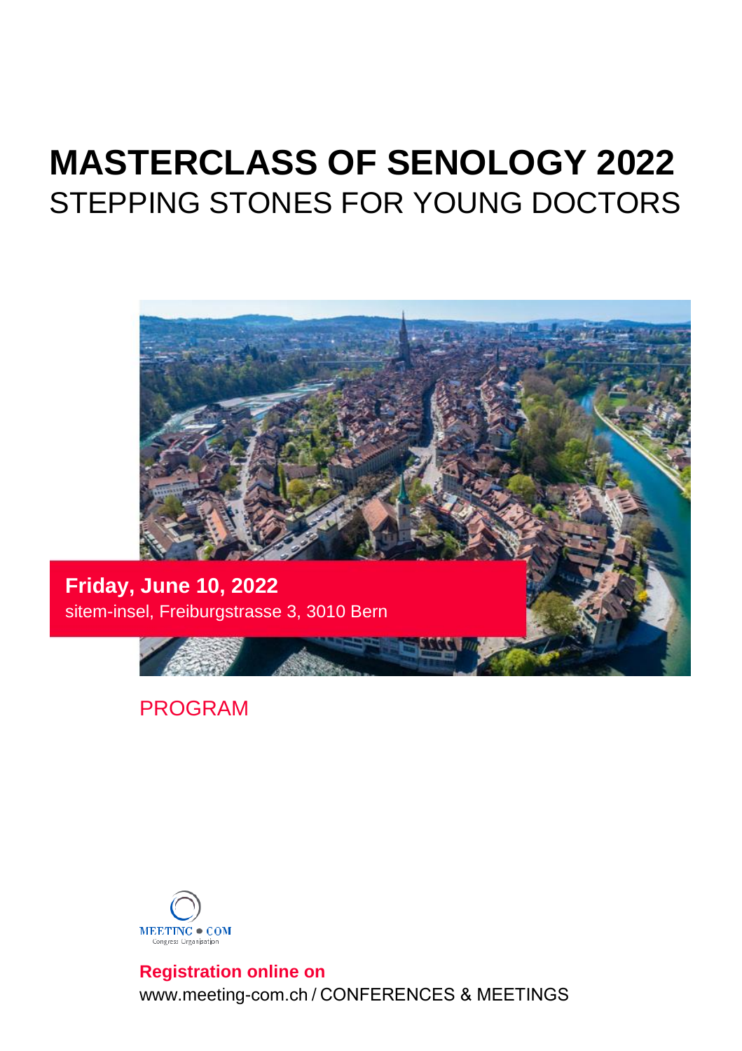# MASTERCLASS OF SENOLOGY 2022

## STEPPING STONES FOR YOUNG DOCTORS

**Friday, June 10, 2022**

sitem-insel, Freiburgstrasse 3, 3010 Bern

PROGRAM

MEETING ● COM
Congress Organisation

**Registration online on**

www.meeting-com.ch / CONFERENCES & MEETINGS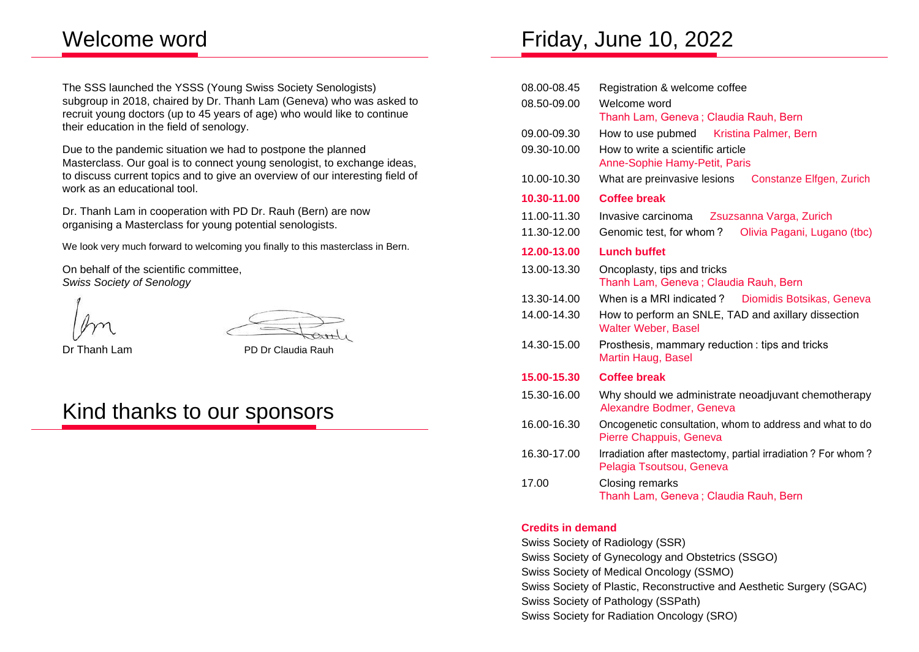# Welcome word

The SSS launched the YSSS (Young Swiss Society Senologists) subgroup in 2018, chaired by Dr. Thanh Lam (Geneva) who was asked to recruit young doctors (up to 45 years of age) who would like to continue their education in the field of senology.

Due to the pandemic situation we had to postpone the planned Masterclass. Our goal is to connect young senologist, to exchange ideas, to discuss current topics and to give an overview of our interesting field of work as an educational tool.

Dr. Thanh Lam in cooperation with PD Dr. Rauh (Bern) are now organising a Masterclass for young potential senologists.

We look very much forward to welcoming you finally to this masterclass in Bern.

On behalf of the scientific committee,
*Swiss Society of Senology*

Dr Thanh Lam PD Dr Claudia Rauh

# Kind thanks to our sponsors

# Friday, June 10, 2022

| Time | Programme |
|---|---|
| 08.00-08.45 | Registration & welcome coffee |
| 08.50-09.00 | Welcome word<br>Thanh Lam, Geneva ; Claudia Rauh, Bern |
| 09.00-09.30 | How to use pubmed Kristina Palmer, Bern |
| 09.30-10.00 | How to write a scientific article<br>Anne-Sophie Hamy-Petit, Paris |
| 10.00-10.30 | What are preinvasive lesions Constanze Elfgen, Zurich |
| **10.30-11.00** | **Coffee break** |
| 11.00-11.30 | Invasive carcinoma Zsuzsanna Varga, Zurich |
| 11.30-12.00 | Genomic test, for whom ? Olivia Pagani, Lugano (tbc) |
| **12.00-13.00** | **Lunch buffet** |
| 13.00-13.30 | Oncoplasty, tips and tricks<br>Thanh Lam, Geneva ; Claudia Rauh, Bern |
| 13.30-14.00 | When is a MRI indicated ? Diomidis Botsikas, Geneva |
| 14.00-14.30 | How to perform an SNLE, TAD and axillary dissection<br>Walter Weber, Basel |
| 14.30-15.00 | Prosthesis, mammary reduction : tips and tricks<br>Martin Haug, Basel |
| **15.00-15.30** | **Coffee break** |
| 15.30-16.00 | Why should we administrate neoadjuvant chemotherapy<br>Alexandre Bodmer, Geneva |
| 16.00-16.30 | Oncogenetic consultation, whom to address and what to do<br>Pierre Chappuis, Geneva |
| 16.30-17.00 | Irradiation after mastectomy, partial irradiation ? For whom ?<br>Pelagia Tsoutsou, Geneva |
| 17.00 | Closing remarks<br>Thanh Lam, Geneva ; Claudia Rauh, Bern |

**Credits in demand**

Swiss Society of Radiology (SSR)
Swiss Society of Gynecology and Obstetrics (SSGO)
Swiss Society of Medical Oncology (SSMO)
Swiss Society of Plastic, Reconstructive and Aesthetic Surgery (SGAC)
Swiss Society of Pathology (SSPath)
Swiss Society for Radiation Oncology (SRO)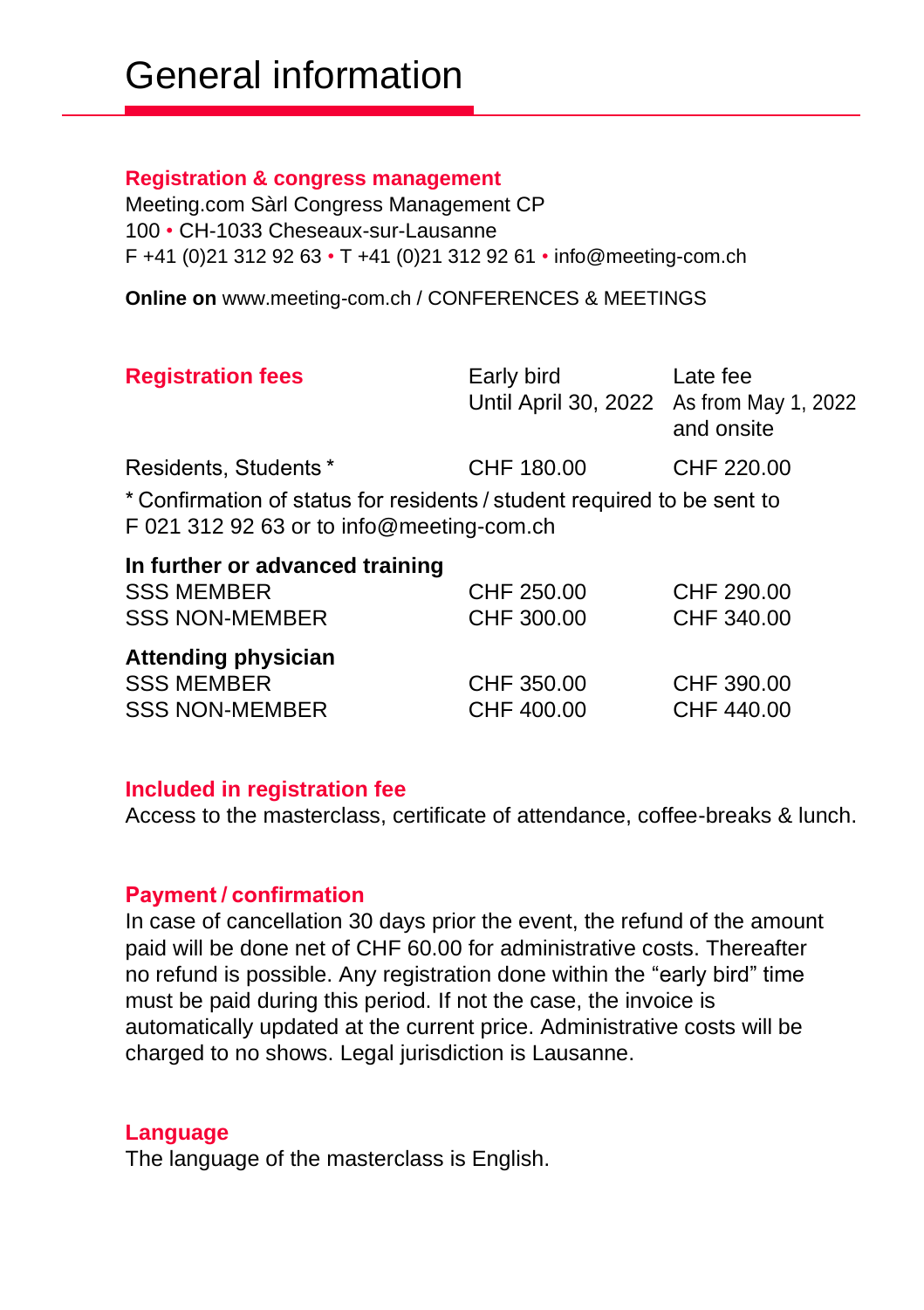# General information

**Registration & congress management**
Meeting.com Sàrl Congress Management CP
100 • CH-1033 Cheseaux-sur-Lausanne
F +41 (0)21 312 92 63 • T +41 (0)21 312 92 61 • info@meeting-com.ch

**Online on** www.meeting-com.ch / CONFERENCES & MEETINGS

| **Registration fees** | Early bird<br>Until April 30, 2022 | Late fee<br>As from May 1, 2022 and onsite |
|---|---|---|
| Residents, Students * | CHF 180.00 | CHF 220.00 |

* Confirmation of status for residents / student required to be sent to F 021 312 92 63 or to info@meeting-com.ch

| **In further or advanced training** | | |
|---|---|---|
| SSS MEMBER | CHF 250.00 | CHF 290.00 |
| SSS NON-MEMBER | CHF 300.00 | CHF 340.00 |
| **Attending physician** | | |
| SSS MEMBER | CHF 350.00 | CHF 390.00 |
| SSS NON-MEMBER | CHF 400.00 | CHF 440.00 |

**Included in registration fee**
Access to the masterclass, certificate of attendance, coffee-breaks & lunch.

**Payment / confirmation**
In case of cancellation 30 days prior the event, the refund of the amount paid will be done net of CHF 60.00 for administrative costs. Thereafter no refund is possible. Any registration done within the "early bird" time must be paid during this period. If not the case, the invoice is automatically updated at the current price. Administrative costs will be charged to no shows. Legal jurisdiction is Lausanne.

**Language**
The language of the masterclass is English.